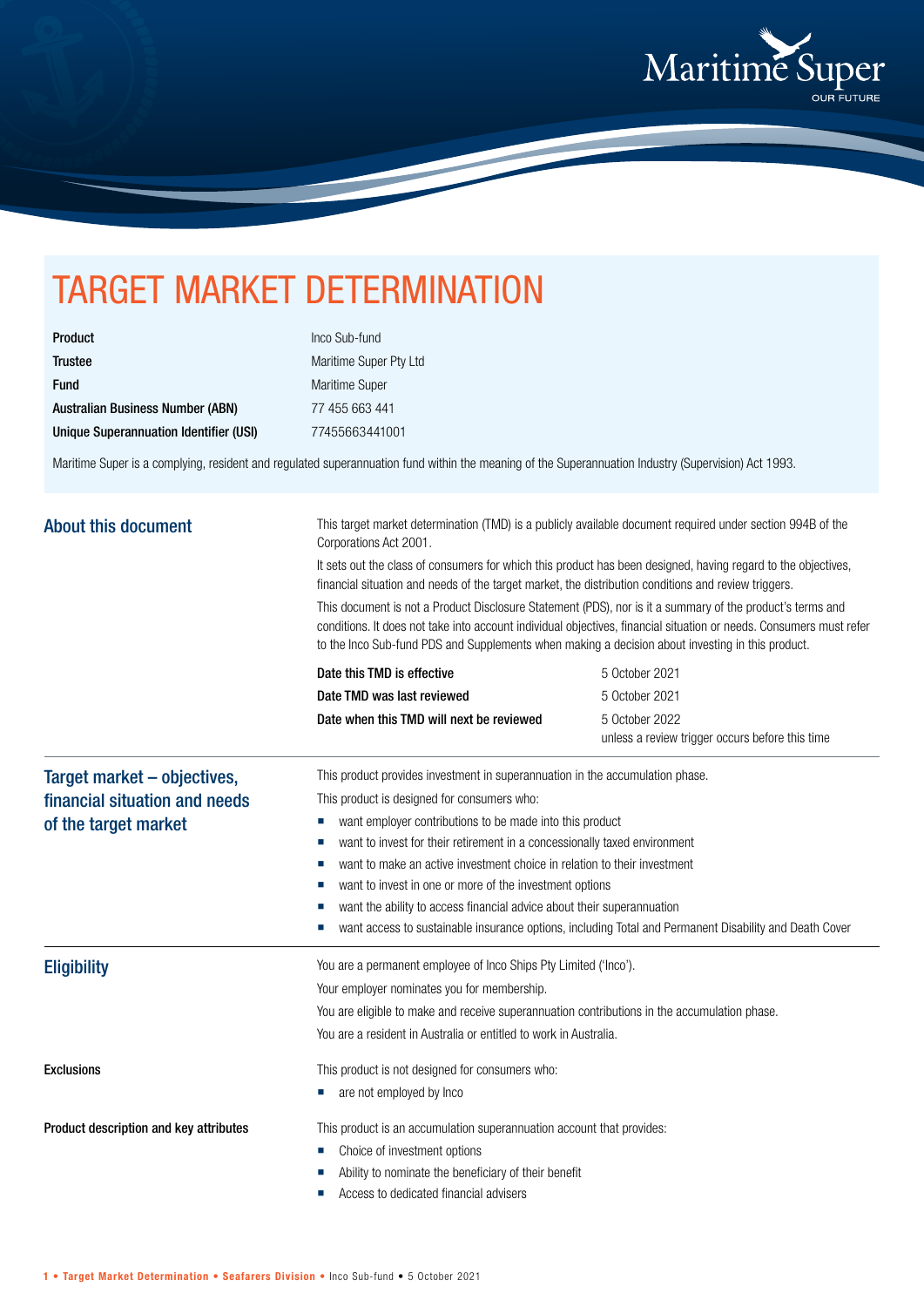# TARGET MARKET DETERMINATION

| | |
|---|---|
| **Product** | Inco Sub-fund |
| **Trustee** | Maritime Super Pty Ltd |
| **Fund** | Maritime Super |
| **Australian Business Number (ABN)** | 77 455 663 441 |
| **Unique Superannuation Identifier (USI)** | 77455663441001 |

Maritime Super is a complying, resident and regulated superannuation fund within the meaning of the Superannuation Industry (Supervision) Act 1993.

## About this document

This target market determination (TMD) is a publicly available document required under section 994B of the Corporations Act 2001.

It sets out the class of consumers for which this product has been designed, having regard to the objectives, financial situation and needs of the target market, the distribution conditions and review triggers.

This document is not a Product Disclosure Statement (PDS), nor is it a summary of the product's terms and conditions. It does not take into account individual objectives, financial situation or needs. Consumers must refer to the Inco Sub-fund PDS and Supplements when making a decision about investing in this product.

| | |
|---|---|
| **Date this TMD is effective** | 5 October 2021 |
| **Date TMD was last reviewed** | 5 October 2021 |
| **Date when this TMD will next be reviewed** | 5 October 2022 unless a review trigger occurs before this time |

## Target market – objectives, financial situation and needs of the target market

This product provides investment in superannuation in the accumulation phase.

This product is designed for consumers who:

- want employer contributions to be made into this product
- want to invest for their retirement in a concessionally taxed environment
- want to make an active investment choice in relation to their investment
- want to invest in one or more of the investment options
- want the ability to access financial advice about their superannuation
- want access to sustainable insurance options, including Total and Permanent Disability and Death Cover

## Eligibility

You are a permanent employee of Inco Ships Pty Limited ('Inco').

Your employer nominates you for membership.

You are eligible to make and receive superannuation contributions in the accumulation phase.

You are a resident in Australia or entitled to work in Australia.

### Exclusions

This product is not designed for consumers who:

- are not employed by Inco

### Product description and key attributes

This product is an accumulation superannuation account that provides:

- Choice of investment options
- Ability to nominate the beneficiary of their benefit
- Access to dedicated financial advisers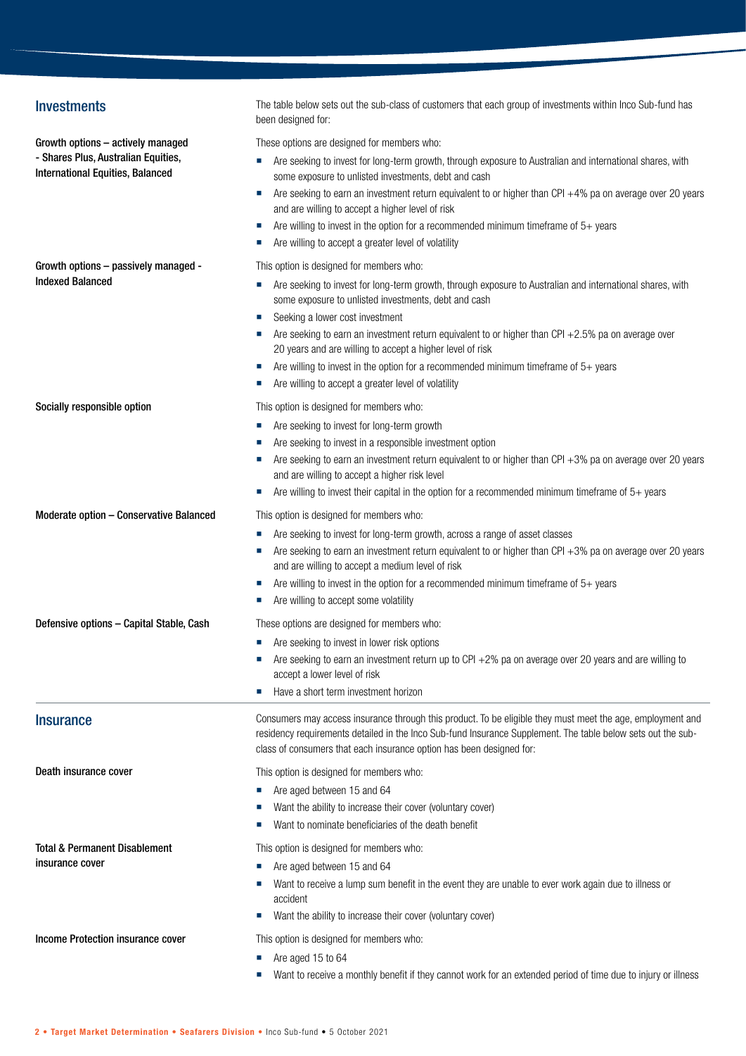## Investments

The table below sets out the sub-class of customers that each group of investments within Inco Sub-fund has been designed for:

**Growth options – actively managed - Shares Plus, Australian Equities, International Equities, Balanced**

These options are designed for members who:

- Are seeking to invest for long-term growth, through exposure to Australian and international shares, with some exposure to unlisted investments, debt and cash
- Are seeking to earn an investment return equivalent to or higher than CPI +4% pa on average over 20 years and are willing to accept a higher level of risk
- Are willing to invest in the option for a recommended minimum timeframe of 5+ years
- Are willing to accept a greater level of volatility

**Growth options – passively managed - Indexed Balanced**

This option is designed for members who:

- Are seeking to invest for long-term growth, through exposure to Australian and international shares, with some exposure to unlisted investments, debt and cash
- Seeking a lower cost investment
- Are seeking to earn an investment return equivalent to or higher than CPI +2.5% pa on average over 20 years and are willing to accept a higher level of risk
- Are willing to invest in the option for a recommended minimum timeframe of 5+ years
- Are willing to accept a greater level of volatility

**Socially responsible option**

This option is designed for members who:

- Are seeking to invest for long-term growth
- Are seeking to invest in a responsible investment option
- Are seeking to earn an investment return equivalent to or higher than CPI +3% pa on average over 20 years and are willing to accept a higher risk level
- Are willing to invest their capital in the option for a recommended minimum timeframe of 5+ years

**Moderate option – Conservative Balanced**

This option is designed for members who:

- Are seeking to invest for long-term growth, across a range of asset classes
- Are seeking to earn an investment return equivalent to or higher than CPI +3% pa on average over 20 years and are willing to accept a medium level of risk
- Are willing to invest in the option for a recommended minimum timeframe of 5+ years
- Are willing to accept some volatility

**Defensive options – Capital Stable, Cash**

These options are designed for members who:

- Are seeking to invest in lower risk options
- Are seeking to earn an investment return up to CPI +2% pa on average over 20 years and are willing to accept a lower level of risk
- Have a short term investment horizon

## Insurance

Consumers may access insurance through this product. To be eligible they must meet the age, employment and residency requirements detailed in the Inco Sub-fund Insurance Supplement. The table below sets out the sub-class of consumers that each insurance option has been designed for:

**Death insurance cover**

This option is designed for members who:

- Are aged between 15 and 64
- Want the ability to increase their cover (voluntary cover)
- Want to nominate beneficiaries of the death benefit

**Total & Permanent Disablement insurance cover**

This option is designed for members who:

- Are aged between 15 and 64
- Want to receive a lump sum benefit in the event they are unable to ever work again due to illness or accident
- Want the ability to increase their cover (voluntary cover)

**Income Protection insurance cover**

This option is designed for members who:

- Are aged 15 to 64
- Want to receive a monthly benefit if they cannot work for an extended period of time due to injury or illness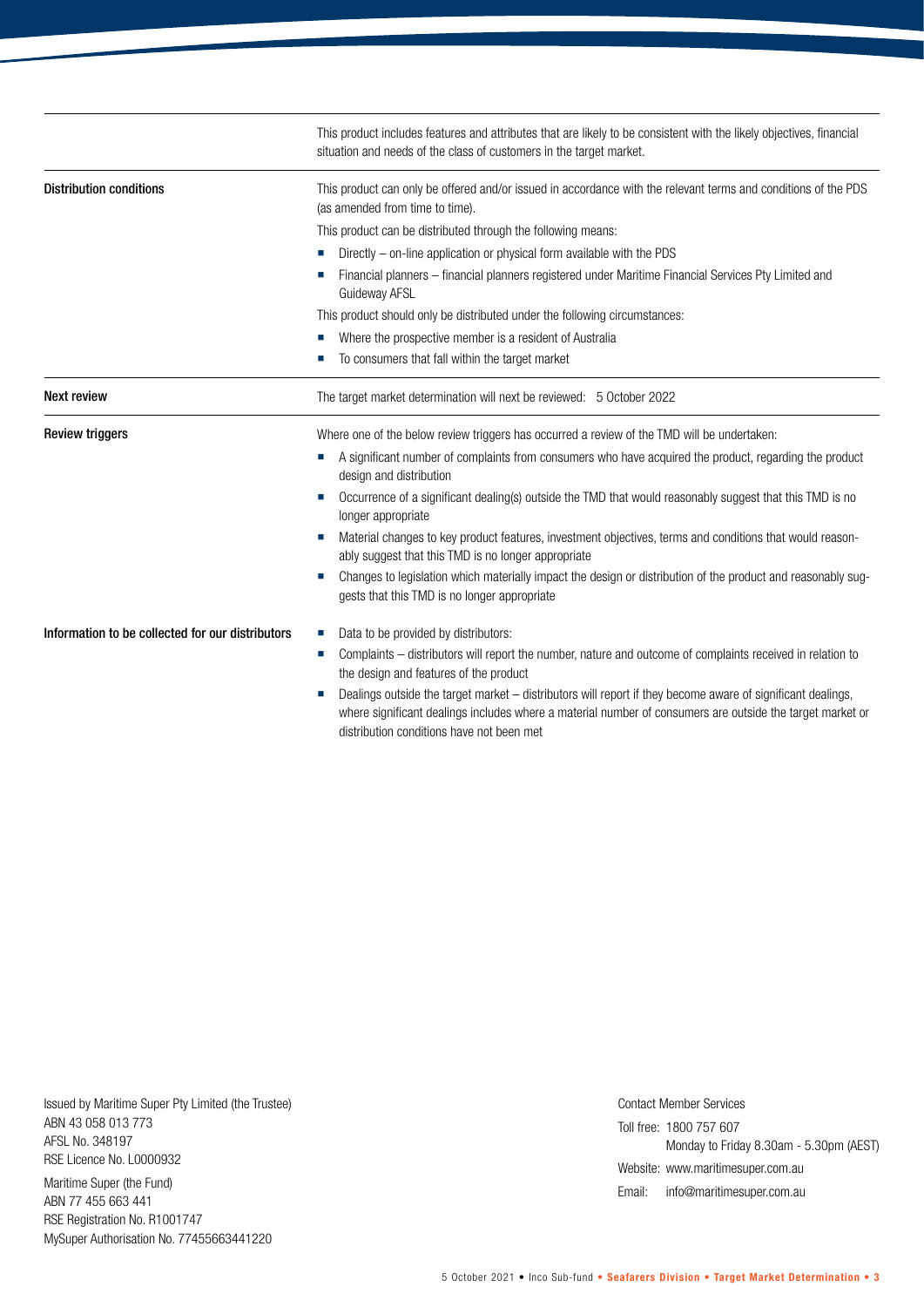| | |
|---|---|
| | This product includes features and attributes that are likely to be consistent with the likely objectives, financial situation and needs of the class of customers in the target market. |
| **Distribution conditions** | This product can only be offered and/or issued in accordance with the relevant terms and conditions of the PDS (as amended from time to time).<br>This product can be distributed through the following means:<br>▪ Directly – on-line application or physical form available with the PDS<br>▪ Financial planners – financial planners registered under Maritime Financial Services Pty Limited and Guideway AFSL<br>This product should only be distributed under the following circumstances:<br>▪ Where the prospective member is a resident of Australia<br>▪ To consumers that fall within the target market |
| **Next review** | The target market determination will next be reviewed: 5 October 2022 |
| **Review triggers** | Where one of the below review triggers has occurred a review of the TMD will be undertaken:<br>▪ A significant number of complaints from consumers who have acquired the product, regarding the product design and distribution<br>▪ Occurrence of a significant dealing(s) outside the TMD that would reasonably suggest that this TMD is no longer appropriate<br>▪ Material changes to key product features, investment objectives, terms and conditions that would reasonably suggest that this TMD is no longer appropriate<br>▪ Changes to legislation which materially impact the design or distribution of the product and reasonably suggests that this TMD is no longer appropriate |
| **Information to be collected for our distributors** | ▪ Data to be provided by distributors:<br>▪ Complaints – distributors will report the number, nature and outcome of complaints received in relation to the design and features of the product<br>▪ Dealings outside the target market – distributors will report if they become aware of significant dealings, where significant dealings includes where a material number of consumers are outside the target market or distribution conditions have not been met |

Issued by Maritime Super Pty Limited (the Trustee)
ABN 43 058 013 773
AFSL No. 348197
RSE Licence No. L0000932

Maritime Super (the Fund)
ABN 77 455 663 441
RSE Registration No. R1001747
MySuper Authorisation No. 77455663441220

Contact Member Services

Toll free: 1800 757 607
Monday to Friday 8.30am - 5.30pm (AEST)

Website: www.maritimesuper.com.au

Email: info@maritimesuper.com.au